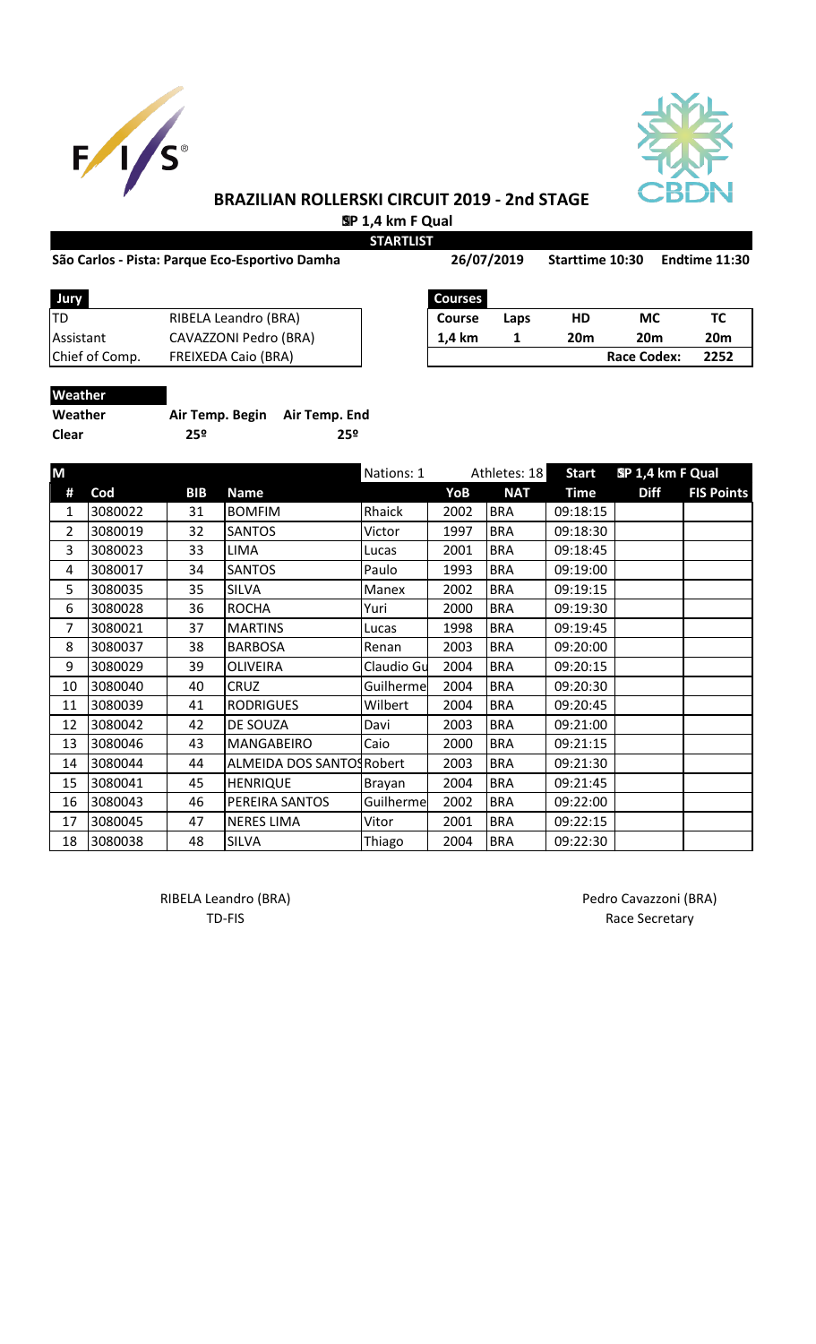# BRAZILIAN ROLLERSKI CIRCUIT 2019 - 2nd STAGE

**SP 1,4 km F Qual**

**STARTLIST**

**São Carlos - Pista: Parque Eco-Esportivo Damha** **26/07/2019** **Starttime 10:30** **Endtime 11:30**

| Jury | |
|---|---|
| TD | RIBELA Leandro (BRA) |
| Assistant | CAVAZZONI Pedro (BRA) |
| Chief of Comp. | FREIXEDA Caio (BRA) |

| Courses | | | | |
|---|---|---|---|---|
| Course | Laps | HD | MC | TC |
| 1,4 km | 1 | 20m | 20m | 20m |
| | | | Race Codex: | 2252 |

**Weather**

| Weather | Air Temp. Begin | Air Temp. End |
|---|---|---|
| Clear | 25º | 25º |

| M | | | | Nations: 1 | | Athletes: 18 | Start | SP 1,4 km F Qual | |
|---|---|---|---|---|---|---|---|---|---|
| # | Cod | BIB | Name | | YoB | NAT | Time | Diff | FIS Points |
| 1 | 3080022 | 31 | BOMFIM | Rhaick | 2002 | BRA | 09:18:15 | | |
| 2 | 3080019 | 32 | SANTOS | Victor | 1997 | BRA | 09:18:30 | | |
| 3 | 3080023 | 33 | LIMA | Lucas | 2001 | BRA | 09:18:45 | | |
| 4 | 3080017 | 34 | SANTOS | Paulo | 1993 | BRA | 09:19:00 | | |
| 5 | 3080035 | 35 | SILVA | Manex | 2002 | BRA | 09:19:15 | | |
| 6 | 3080028 | 36 | ROCHA | Yuri | 2000 | BRA | 09:19:30 | | |
| 7 | 3080021 | 37 | MARTINS | Lucas | 1998 | BRA | 09:19:45 | | |
| 8 | 3080037 | 38 | BARBOSA | Renan | 2003 | BRA | 09:20:00 | | |
| 9 | 3080029 | 39 | OLIVEIRA | Claudio Gu | 2004 | BRA | 09:20:15 | | |
| 10 | 3080040 | 40 | CRUZ | Guilherme | 2004 | BRA | 09:20:30 | | |
| 11 | 3080039 | 41 | RODRIGUES | Wilbert | 2004 | BRA | 09:20:45 | | |
| 12 | 3080042 | 42 | DE SOUZA | Davi | 2003 | BRA | 09:21:00 | | |
| 13 | 3080046 | 43 | MANGABEIRO | Caio | 2000 | BRA | 09:21:15 | | |
| 14 | 3080044 | 44 | ALMEIDA DOS SANTOS | Robert | 2003 | BRA | 09:21:30 | | |
| 15 | 3080041 | 45 | HENRIQUE | Brayan | 2004 | BRA | 09:21:45 | | |
| 16 | 3080043 | 46 | PEREIRA SANTOS | Guilherme | 2002 | BRA | 09:22:00 | | |
| 17 | 3080045 | 47 | NERES LIMA | Vitor | 2001 | BRA | 09:22:15 | | |
| 18 | 3080038 | 48 | SILVA | Thiago | 2004 | BRA | 09:22:30 | | |

RIBELA Leandro (BRA)
TD-FIS

Pedro Cavazzoni (BRA)
Race Secretary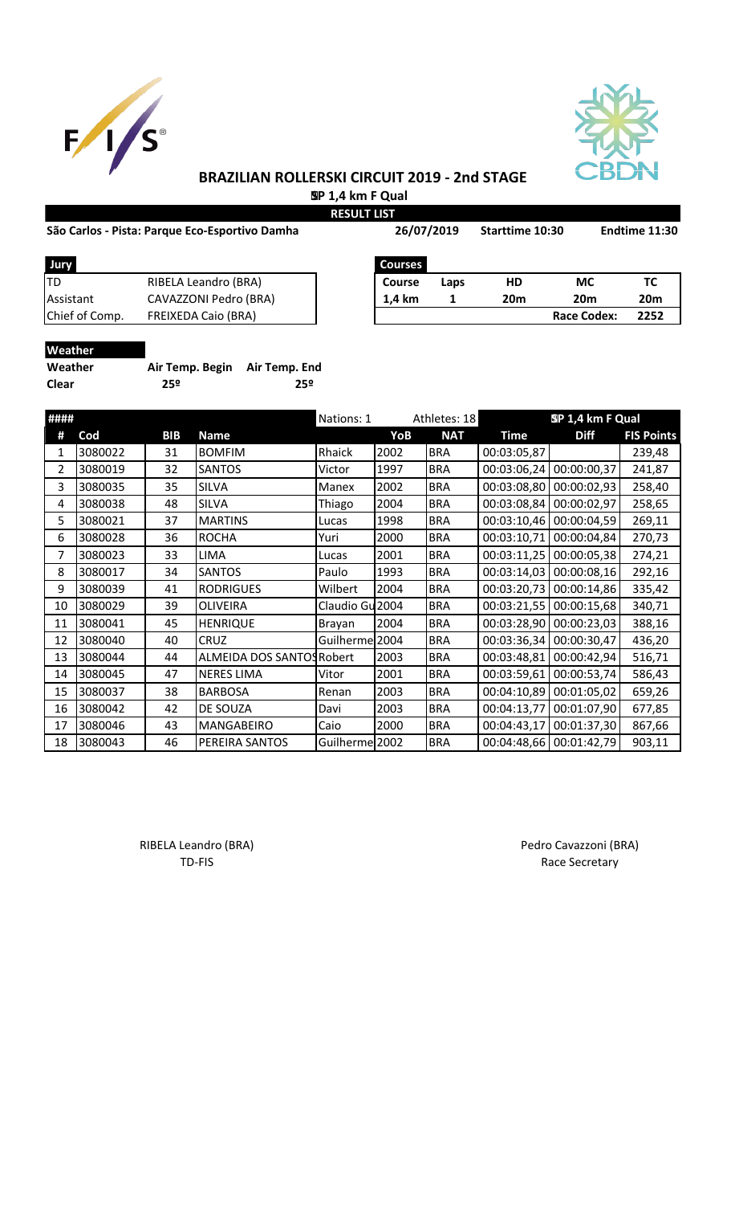# BRAZILIAN ROLLERSKI CIRCUIT 2019 - 2nd STAGE

**SP 1,4 km F Qual**

**RESULT LIST**

**São Carlos - Pista: Parque Eco-Esportivo Damha** | **26/07/2019** | **Starttime 10:30** | **Endtime 11:30**

| Jury | |
|---|---|
| TD | RIBELA Leandro (BRA) |
| Assistant | CAVAZZONI Pedro (BRA) |
| Chief of Comp. | FREIXEDA Caio (BRA) |

| Courses | | | | |
|---|---|---|---|---|
| Course | Laps | HD | MC | TC |
| 1,4 km | 1 | 20m | 20m | 20m |
| | | | Race Codex: | 2252 |

**Weather**

| Weather | Air Temp. Begin | Air Temp. End |
|---|---|---|
| Clear | 25º | 25º |

| #### | | | | Nations: 1 | | Athletes: 18 | SP 1,4 km F Qual | | |
|---|---|---|---|---|---|---|---|---|---|
| # | Cod | BIB | Name | | YoB | NAT | Time | Diff | FIS Points |
| 1 | 3080022 | 31 | BOMFIM | Rhaick | 2002 | BRA | 00:03:05,87 | | 239,48 |
| 2 | 3080019 | 32 | SANTOS | Victor | 1997 | BRA | 00:03:06,24 | 00:00:00,37 | 241,87 |
| 3 | 3080035 | 35 | SILVA | Manex | 2002 | BRA | 00:03:08,80 | 00:00:02,93 | 258,40 |
| 4 | 3080038 | 48 | SILVA | Thiago | 2004 | BRA | 00:03:08,84 | 00:00:02,97 | 258,65 |
| 5 | 3080021 | 37 | MARTINS | Lucas | 1998 | BRA | 00:03:10,46 | 00:00:04,59 | 269,11 |
| 6 | 3080028 | 36 | ROCHA | Yuri | 2000 | BRA | 00:03:10,71 | 00:00:04,84 | 270,73 |
| 7 | 3080023 | 33 | LIMA | Lucas | 2001 | BRA | 00:03:11,25 | 00:00:05,38 | 274,21 |
| 8 | 3080017 | 34 | SANTOS | Paulo | 1993 | BRA | 00:03:14,03 | 00:00:08,16 | 292,16 |
| 9 | 3080039 | 41 | RODRIGUES | Wilbert | 2004 | BRA | 00:03:20,73 | 00:00:14,86 | 335,42 |
| 10 | 3080029 | 39 | OLIVEIRA | Claudio Gu | 2004 | BRA | 00:03:21,55 | 00:00:15,68 | 340,71 |
| 11 | 3080041 | 45 | HENRIQUE | Brayan | 2004 | BRA | 00:03:28,90 | 00:00:23,03 | 388,16 |
| 12 | 3080040 | 40 | CRUZ | Guilherme | 2004 | BRA | 00:03:36,34 | 00:00:30,47 | 436,20 |
| 13 | 3080044 | 44 | ALMEIDA DOS SANTOS | Robert | 2003 | BRA | 00:03:48,81 | 00:00:42,94 | 516,71 |
| 14 | 3080045 | 47 | NERES LIMA | Vitor | 2001 | BRA | 00:03:59,61 | 00:00:53,74 | 586,43 |
| 15 | 3080037 | 38 | BARBOSA | Renan | 2003 | BRA | 00:04:10,89 | 00:01:05,02 | 659,26 |
| 16 | 3080042 | 42 | DE SOUZA | Davi | 2003 | BRA | 00:04:13,77 | 00:01:07,90 | 677,85 |
| 17 | 3080046 | 43 | MANGABEIRO | Caio | 2000 | BRA | 00:04:43,17 | 00:01:37,30 | 867,66 |
| 18 | 3080043 | 46 | PEREIRA SANTOS | Guilherme | 2002 | BRA | 00:04:48,66 | 00:01:42,79 | 903,11 |

RIBELA Leandro (BRA)
TD-FIS

Pedro Cavazzoni (BRA)
Race Secretary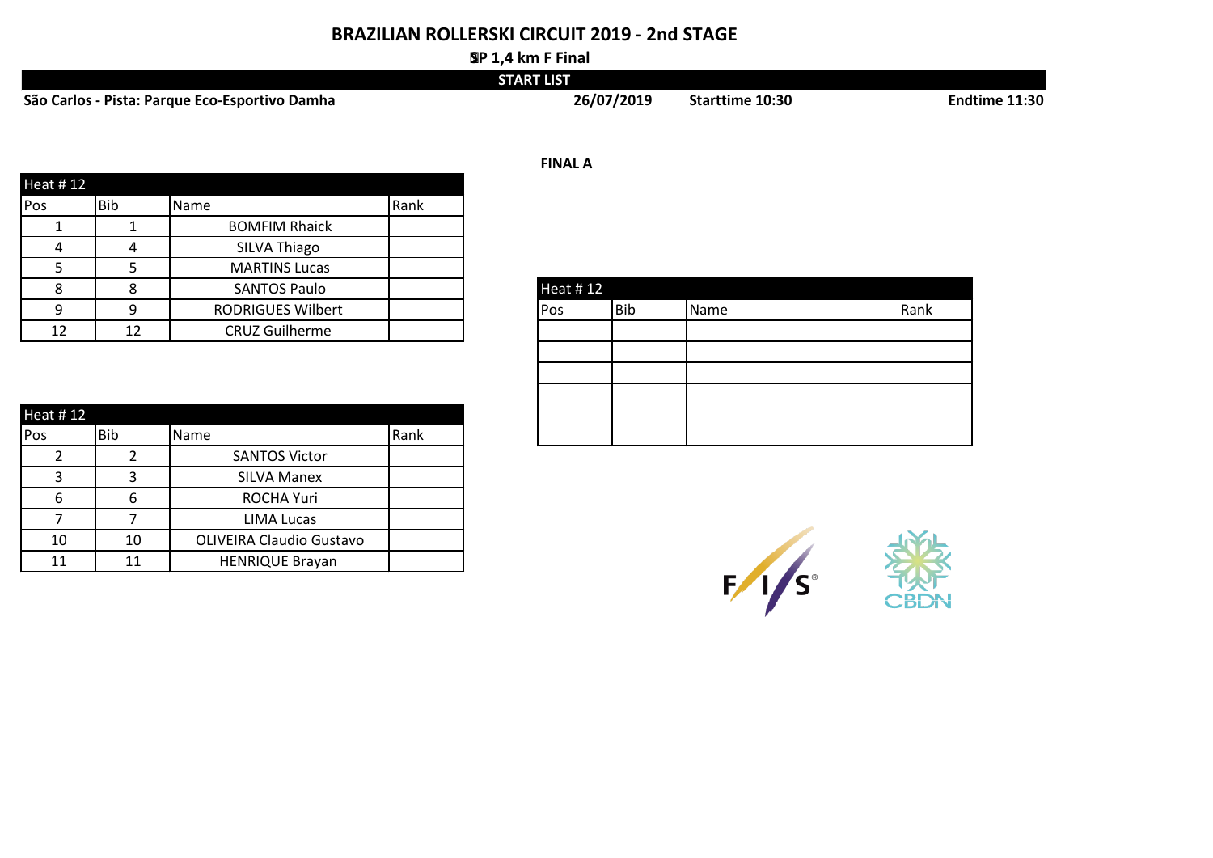# BRAZILIAN ROLLERSKI CIRCUIT 2019 - 2nd STAGE

**SP 1,4 km F Final**

**START LIST**

**São Carlos - Pista: Parque Eco-Esportivo Damha** | **26/07/2019** | **Starttime 10:30** | **Endtime 11:30**

| Heat # 12 | | | |
|---|---|---|---|
| Pos | Bib | Name | Rank |
| 1 | 1 | BOMFIM Rhaick | |
| 4 | 4 | SILVA Thiago | |
| 5 | 5 | MARTINS Lucas | |
| 8 | 8 | SANTOS Paulo | |
| 9 | 9 | RODRIGUES Wilbert | |
| 12 | 12 | CRUZ Guilherme | |

| Heat # 12 | | | |
|---|---|---|---|
| Pos | Bib | Name | Rank |
| 2 | 2 | SANTOS Victor | |
| 3 | 3 | SILVA Manex | |
| 6 | 6 | ROCHA Yuri | |
| 7 | 7 | LIMA Lucas | |
| 10 | 10 | OLIVEIRA Claudio Gustavo | |
| 11 | 11 | HENRIQUE Brayan | |

**FINAL A**

| Heat # 12 | | | |
|---|---|---|---|
| Pos | Bib | Name | Rank |
| | | | |
| | | | |
| | | | |
| | | | |
| | | | |
| | | | |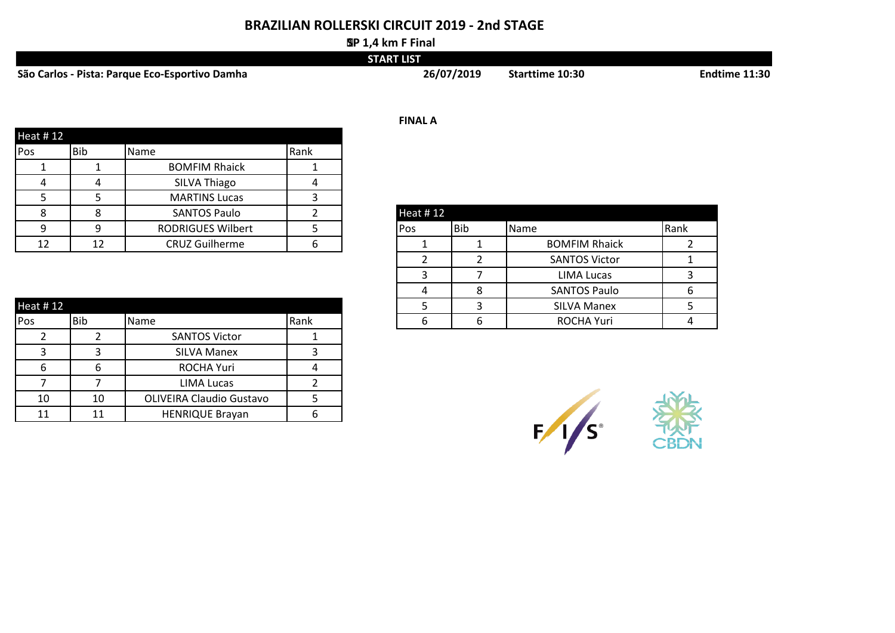# BRAZILIAN ROLLERSKI CIRCUIT 2019 - 2nd STAGE

**SP 1,4 km F Final**

**START LIST**

**São Carlos - Pista: Parque Eco-Esportivo Damha** **26/07/2019** **Starttime 10:30** **Endtime 11:30**

| Heat # 12 | | | |
|---|---|---|---|
| Pos | Bib | Name | Rank |
| 1 | 1 | BOMFIM Rhaick | 1 |
| 4 | 4 | SILVA Thiago | 4 |
| 5 | 5 | MARTINS Lucas | 3 |
| 8 | 8 | SANTOS Paulo | 2 |
| 9 | 9 | RODRIGUES Wilbert | 5 |
| 12 | 12 | CRUZ Guilherme | 6 |

| Heat # 12 | | | |
|---|---|---|---|
| Pos | Bib | Name | Rank |
| 2 | 2 | SANTOS Victor | 1 |
| 3 | 3 | SILVA Manex | 3 |
| 6 | 6 | ROCHA Yuri | 4 |
| 7 | 7 | LIMA Lucas | 2 |
| 10 | 10 | OLIVEIRA Claudio Gustavo | 5 |
| 11 | 11 | HENRIQUE Brayan | 6 |

**FINAL A**

| Heat # 12 | | | |
|---|---|---|---|
| Pos | Bib | Name | Rank |
| 1 | 1 | BOMFIM Rhaick | 2 |
| 2 | 2 | SANTOS Victor | 1 |
| 3 | 7 | LIMA Lucas | 3 |
| 4 | 8 | SANTOS Paulo | 6 |
| 5 | 3 | SILVA Manex | 5 |
| 6 | 6 | ROCHA Yuri | 4 |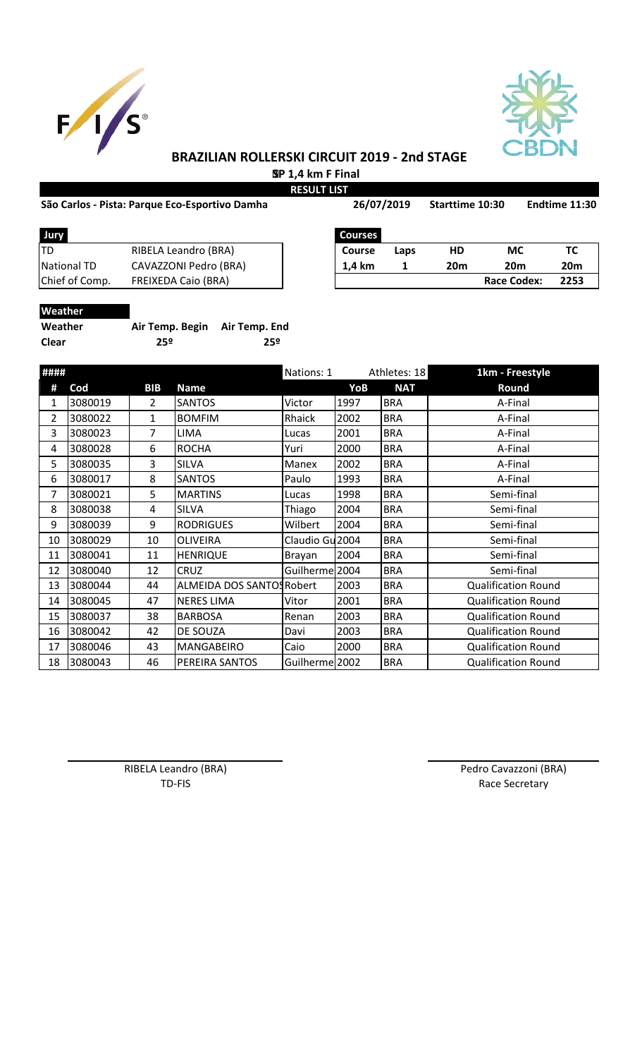## BRAZILIAN ROLLERSKI CIRCUIT 2019 - 2nd STAGE

**SP 1,4 km F Final**

**RESULT LIST**

**São Carlos - Pista: Parque Eco-Esportivo Damha** | **26/07/2019** | **Starttime 10:30** | **Endtime 11:30**

| Jury | |
|---|---|
| TD | RIBELA Leandro (BRA) |
| National TD | CAVAZZONI Pedro (BRA) |
| Chief of Comp. | FREIXEDA Caio (BRA) |

| Courses | | | | |
|---|---|---|---|---|
| Course | Laps | HD | MC | TC |
| 1,4 km | 1 | 20m | 20m | 20m |
| | | | Race Codex: | 2253 |

| Weather | Air Temp. Begin | Air Temp. End |
|---|---|---|
| Clear | 25º | 25º |

| #### | | | | Nations: 1 | | Athletes: 18 | 1km - Freestyle |
|---|---|---|---|---|---|---|---|
| # | Cod | BIB | Name | | YoB | NAT | Round |
| 1 | 3080019 | 2 | SANTOS | Victor | 1997 | BRA | A-Final |
| 2 | 3080022 | 1 | BOMFIM | Rhaick | 2002 | BRA | A-Final |
| 3 | 3080023 | 7 | LIMA | Lucas | 2001 | BRA | A-Final |
| 4 | 3080028 | 6 | ROCHA | Yuri | 2000 | BRA | A-Final |
| 5 | 3080035 | 3 | SILVA | Manex | 2002 | BRA | A-Final |
| 6 | 3080017 | 8 | SANTOS | Paulo | 1993 | BRA | A-Final |
| 7 | 3080021 | 5 | MARTINS | Lucas | 1998 | BRA | Semi-final |
| 8 | 3080038 | 4 | SILVA | Thiago | 2004 | BRA | Semi-final |
| 9 | 3080039 | 9 | RODRIGUES | Wilbert | 2004 | BRA | Semi-final |
| 10 | 3080029 | 10 | OLIVEIRA | Claudio Gu | 2004 | BRA | Semi-final |
| 11 | 3080041 | 11 | HENRIQUE | Brayan | 2004 | BRA | Semi-final |
| 12 | 3080040 | 12 | CRUZ | Guilherme | 2004 | BRA | Semi-final |
| 13 | 3080044 | 44 | ALMEIDA DOS SANTOS | Robert | 2003 | BRA | Qualification Round |
| 14 | 3080045 | 47 | NERES LIMA | Vitor | 2001 | BRA | Qualification Round |
| 15 | 3080037 | 38 | BARBOSA | Renan | 2003 | BRA | Qualification Round |
| 16 | 3080042 | 42 | DE SOUZA | Davi | 2003 | BRA | Qualification Round |
| 17 | 3080046 | 43 | MANGABEIRO | Caio | 2000 | BRA | Qualification Round |
| 18 | 3080043 | 46 | PEREIRA SANTOS | Guilherme | 2002 | BRA | Qualification Round |

RIBELA Leandro (BRA)
TD-FIS

Pedro Cavazzoni (BRA)
Race Secretary